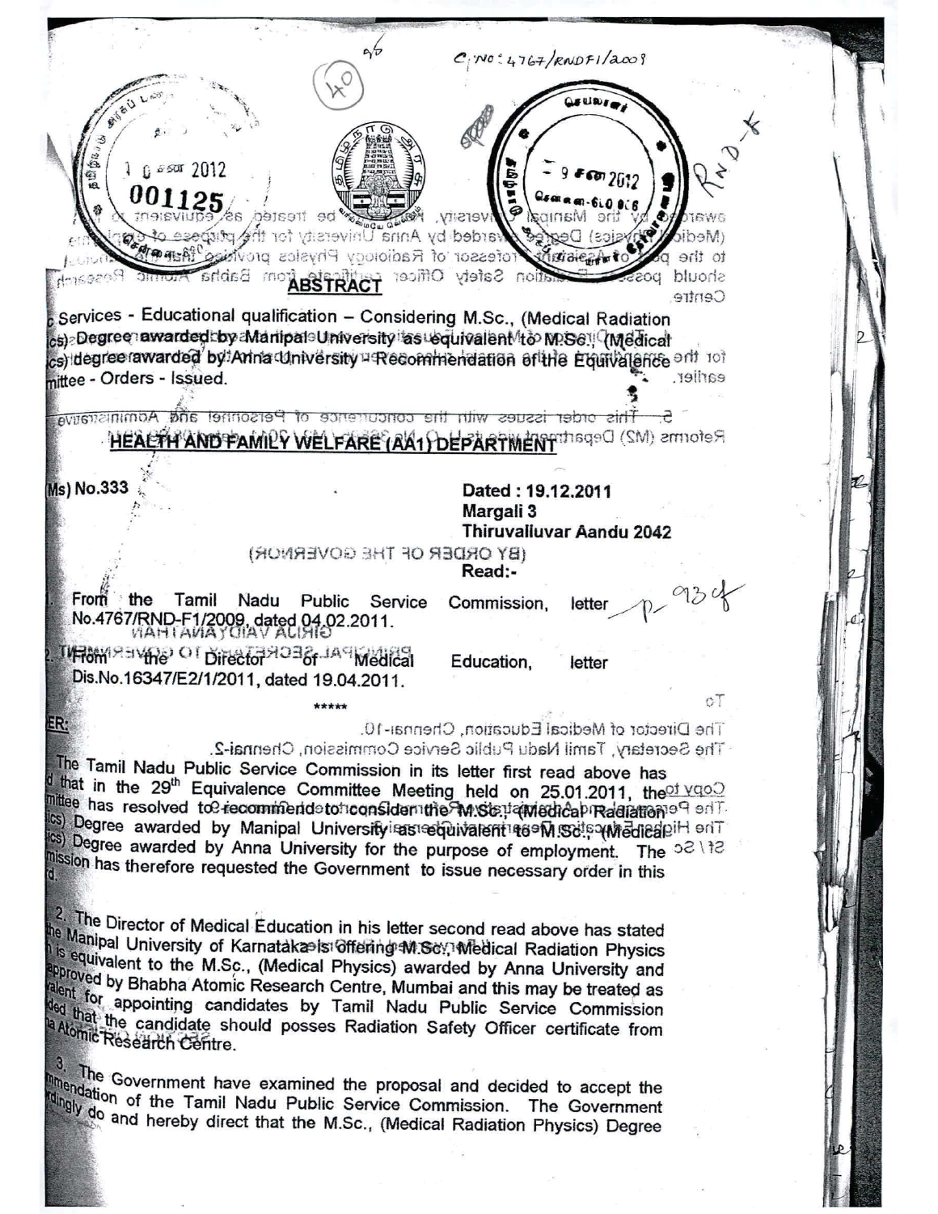C.No: 4767/RNDF1/2009

## ABSTRACT

Services - Educational qualification – Considering M.Sc., (Medical Radiation Physics) Degree awarded by Manipal University as equivalent to M.Sc., (Medical Physics) degree awarded by Anna University - Recommendation of the Equivalence Committee - Orders - Issued.

## HEALTH AND FAMILY WELFARE (AA1) DEPARTMENT

G.O.(Ms) No.333

Dated : 19.12.2011
Margali 3
Thiruvalluvar Aandu 2042

Read:-

1. From the Tamil Nadu Public Service Commission, letter No.4767/RND-F1/2009, dated 04.02.2011.
2. From the Director of Medical Education, letter Dis.No.16347/E2/1/2011, dated 19.04.2011.

\*\*\*\*\*

ORDER:

The Tamil Nadu Public Service Commission in its letter first read above has stated that in the 29th Equivalence Committee Meeting held on 25.01.2011, the Committee has resolved to recommend to consider the M.Sc., (Medical Radiation Physics) Degree awarded by Manipal University as equivalent to M.Sc., (Medical Physics) Degree awarded by Anna University for the purpose of employment. The Commission has therefore requested the Government to issue necessary order in this regard.

2. The Director of Medical Education in his letter second read above has stated that the Manipal University of Karnataka is offering M.Sc., Medical Radiation Physics which is equivalent to the M.Sc., (Medical Physics) awarded by Anna University and approved by Bhabha Atomic Research Centre, Mumbai and this may be treated as equivalent for appointing candidates by Tamil Nadu Public Service Commission provided that the candidate should posses Radiation Safety Officer certificate from Bhabha Atomic Research Centre.

3. The Government have examined the proposal and decided to accept the recommendation of the Tamil Nadu Public Service Commission. The Government accordingly do and hereby direct that the M.Sc., (Medical Radiation Physics) Degree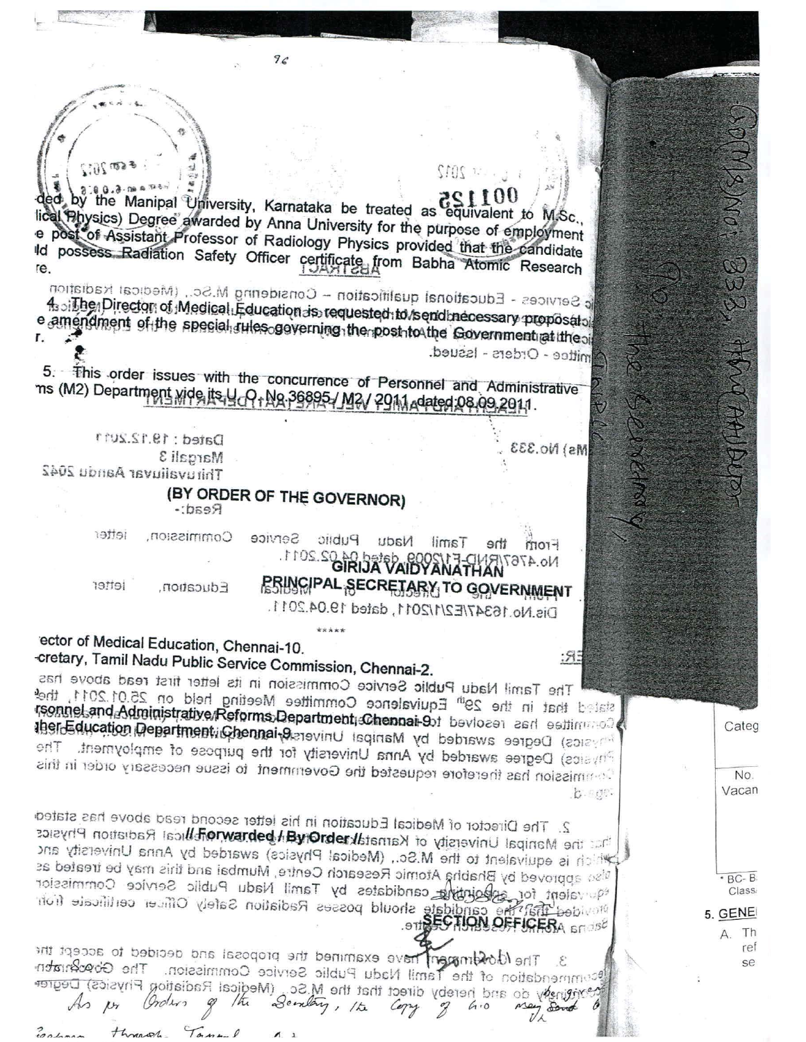ded by the Manipal University, Karnataka be treated as equivalent to M.Sc., lical Physics) Degree awarded by Anna University for the purpose of employment e post of Assistant Professor of Radiology Physics provided that the candidate ld possess Radiation Safety Officer certificate from Babha Atomic Research re.

4. The Director of Medical Education is requested to send necessary proposal e amendment of the special rules governing the post to the Government at the r.

5. This order issues with the concurrence of Personnel and Administrative ms (M2) Department vide its U. O. No.36895 / M2 / 2011 dated:08.09.2011.

**(BY ORDER OF THE GOVERNOR)**

**GIRIJA VAIDYANATHAN**
**PRINCIPAL SECRETARY TO GOVERNMENT**

rector of Medical Education, Chennai-10.
cretary, Tamil Nadu Public Service Commission, Chennai-2.
rsonnel and Administrative Reforms Department, Chennai-9.
her Education Department, Chennai-9.

// Forwarded / By Order //

SECTION OFFICER.

As per Orders of the Secretary, the Copy of G.O. may send to